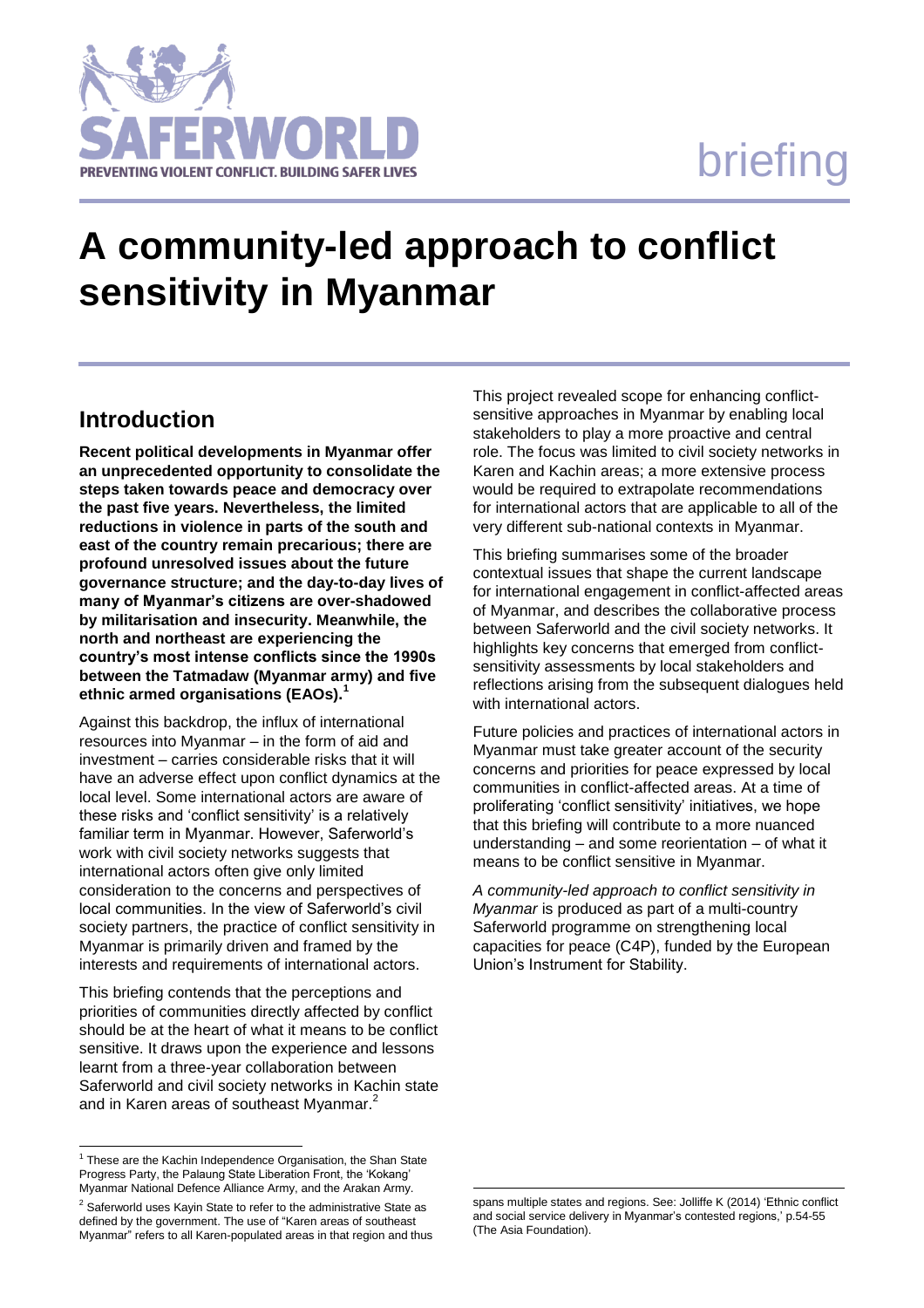SAFERWORLD

PREVENTING VIOLENT CONFLICT. BUILDING SAFER LIVES

briefing

# A community-led approach to conflict sensitivity in Myanmar

## Introduction

**Recent political developments in Myanmar offer an unprecedented opportunity to consolidate the steps taken towards peace and democracy over the past five years. Nevertheless, the limited reductions in violence in parts of the south and east of the country remain precarious; there are profound unresolved issues about the future governance structure; and the day-to-day lives of many of Myanmar's citizens are over-shadowed by militarisation and insecurity. Meanwhile, the north and northeast are experiencing the country's most intense conflicts since the 1990s between the Tatmadaw (Myanmar army) and five ethnic armed organisations (EAOs).[1]**

Against this backdrop, the influx of international resources into Myanmar – in the form of aid and investment – carries considerable risks that it will have an adverse effect upon conflict dynamics at the local level. Some international actors are aware of these risks and 'conflict sensitivity' is a relatively familiar term in Myanmar. However, Saferworld's work with civil society networks suggests that international actors often give only limited consideration to the concerns and perspectives of local communities. In the view of Saferworld's civil society partners, the practice of conflict sensitivity in Myanmar is primarily driven and framed by the interests and requirements of international actors.

This briefing contends that the perceptions and priorities of communities directly affected by conflict should be at the heart of what it means to be conflict sensitive. It draws upon the experience and lessons learnt from a three-year collaboration between Saferworld and civil society networks in Kachin state and in Karen areas of southeast Myanmar.[2]

This project revealed scope for enhancing conflict-sensitive approaches in Myanmar by enabling local stakeholders to play a more proactive and central role. The focus was limited to civil society networks in Karen and Kachin areas; a more extensive process would be required to extrapolate recommendations for international actors that are applicable to all of the very different sub-national contexts in Myanmar.

This briefing summarises some of the broader contextual issues that shape the current landscape for international engagement in conflict-affected areas of Myanmar, and describes the collaborative process between Saferworld and the civil society networks. It highlights key concerns that emerged from conflict-sensitivity assessments by local stakeholders and reflections arising from the subsequent dialogues held with international actors.

Future policies and practices of international actors in Myanmar must take greater account of the security concerns and priorities for peace expressed by local communities in conflict-affected areas. At a time of proliferating 'conflict sensitivity' initiatives, we hope that this briefing will contribute to a more nuanced understanding – and some reorientation – of what it means to be conflict sensitive in Myanmar.

*A community-led approach to conflict sensitivity in Myanmar* is produced as part of a multi-country Saferworld programme on strengthening local capacities for peace (C4P), funded by the European Union's Instrument for Stability.

---

[1] These are the Kachin Independence Organisation, the Shan State Progress Party, the Palaung State Liberation Front, the 'Kokang' Myanmar National Defence Alliance Army, and the Arakan Army.

[2] Saferworld uses Kayin State to refer to the administrative State as defined by the government. The use of "Karen areas of southeast Myanmar" refers to all Karen-populated areas in that region and thus spans multiple states and regions. See: Jolliffe K (2014) 'Ethnic conflict and social service delivery in Myanmar's contested regions,' p.54-55 (The Asia Foundation).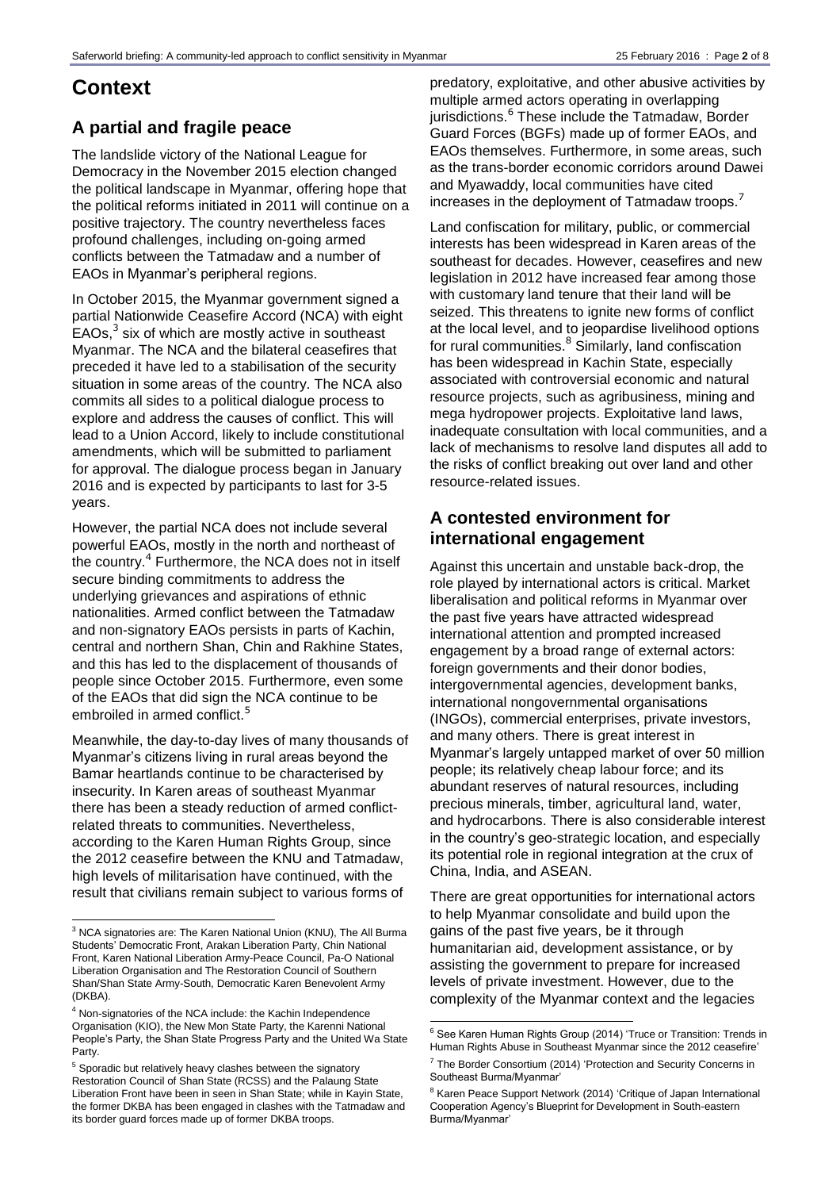# Context

## A partial and fragile peace

The landslide victory of the National League for Democracy in the November 2015 election changed the political landscape in Myanmar, offering hope that the political reforms initiated in 2011 will continue on a positive trajectory. The country nevertheless faces profound challenges, including on-going armed conflicts between the Tatmadaw and a number of EAOs in Myanmar's peripheral regions.

In October 2015, the Myanmar government signed a partial Nationwide Ceasefire Accord (NCA) with eight EAOs,[3] six of which are mostly active in southeast Myanmar. The NCA and the bilateral ceasefires that preceded it have led to a stabilisation of the security situation in some areas of the country. The NCA also commits all sides to a political dialogue process to explore and address the causes of conflict. This will lead to a Union Accord, likely to include constitutional amendments, which will be submitted to parliament for approval. The dialogue process began in January 2016 and is expected by participants to last for 3-5 years.

However, the partial NCA does not include several powerful EAOs, mostly in the north and northeast of the country.[4] Furthermore, the NCA does not in itself secure binding commitments to address the underlying grievances and aspirations of ethnic nationalities. Armed conflict between the Tatmadaw and non-signatory EAOs persists in parts of Kachin, central and northern Shan, Chin and Rakhine States, and this has led to the displacement of thousands of people since October 2015. Furthermore, even some of the EAOs that did sign the NCA continue to be embroiled in armed conflict.[5]

Meanwhile, the day-to-day lives of many thousands of Myanmar's citizens living in rural areas beyond the Bamar heartlands continue to be characterised by insecurity. In Karen areas of southeast Myanmar there has been a steady reduction of armed conflict-related threats to communities. Nevertheless, according to the Karen Human Rights Group, since the 2012 ceasefire between the KNU and Tatmadaw, high levels of militarisation have continued, with the result that civilians remain subject to various forms of predatory, exploitative, and other abusive activities by multiple armed actors operating in overlapping jurisdictions.[6] These include the Tatmadaw, Border Guard Forces (BGFs) made up of former EAOs, and EAOs themselves. Furthermore, in some areas, such as the trans-border economic corridors around Dawei and Myawaddy, local communities have cited increases in the deployment of Tatmadaw troops.[7]

Land confiscation for military, public, or commercial interests has been widespread in Karen areas of the southeast for decades. However, ceasefires and new legislation in 2012 have increased fear among those with customary land tenure that their land will be seized. This threatens to ignite new forms of conflict at the local level, and to jeopardise livelihood options for rural communities.[8] Similarly, land confiscation has been widespread in Kachin State, especially associated with controversial economic and natural resource projects, such as agribusiness, mining and mega hydropower projects. Exploitative land laws, inadequate consultation with local communities, and a lack of mechanisms to resolve land disputes all add to the risks of conflict breaking out over land and other resource-related issues.

## A contested environment for international engagement

Against this uncertain and unstable back-drop, the role played by international actors is critical. Market liberalisation and political reforms in Myanmar over the past five years have attracted widespread international attention and prompted increased engagement by a broad range of external actors: foreign governments and their donor bodies, intergovernmental agencies, development banks, international nongovernmental organisations (INGOs), commercial enterprises, private investors, and many others. There is great interest in Myanmar's largely untapped market of over 50 million people; its relatively cheap labour force; and its abundant reserves of natural resources, including precious minerals, timber, agricultural land, water, and hydrocarbons. There is also considerable interest in the country's geo-strategic location, and especially its potential role in regional integration at the crux of China, India, and ASEAN.

There are great opportunities for international actors to help Myanmar consolidate and build upon the gains of the past five years, be it through humanitarian aid, development assistance, or by assisting the government to prepare for increased levels of private investment. However, due to the complexity of the Myanmar context and the legacies

---

[3] NCA signatories are: The Karen National Union (KNU), The All Burma Students' Democratic Front, Arakan Liberation Party, Chin National Front, Karen National Liberation Army-Peace Council, Pa-O National Liberation Organisation and The Restoration Council of Southern Shan/Shan State Army-South, Democratic Karen Benevolent Army (DKBA).

[4] Non-signatories of the NCA include: the Kachin Independence Organisation (KIO), the New Mon State Party, the Karenni National People's Party, the Shan State Progress Party and the United Wa State Party.

[5] Sporadic but relatively heavy clashes between the signatory Restoration Council of Shan State (RCSS) and the Palaung State Liberation Front have been in seen in Shan State; while in Kayin State, the former DKBA has been engaged in clashes with the Tatmadaw and its border guard forces made up of former DKBA troops.

[6] See Karen Human Rights Group (2014) 'Truce or Transition: Trends in Human Rights Abuse in Southeast Myanmar since the 2012 ceasefire'

[7] The Border Consortium (2014) 'Protection and Security Concerns in Southeast Burma/Myanmar'

[8] Karen Peace Support Network (2014) 'Critique of Japan International Cooperation Agency's Blueprint for Development in South-eastern Burma/Myanmar'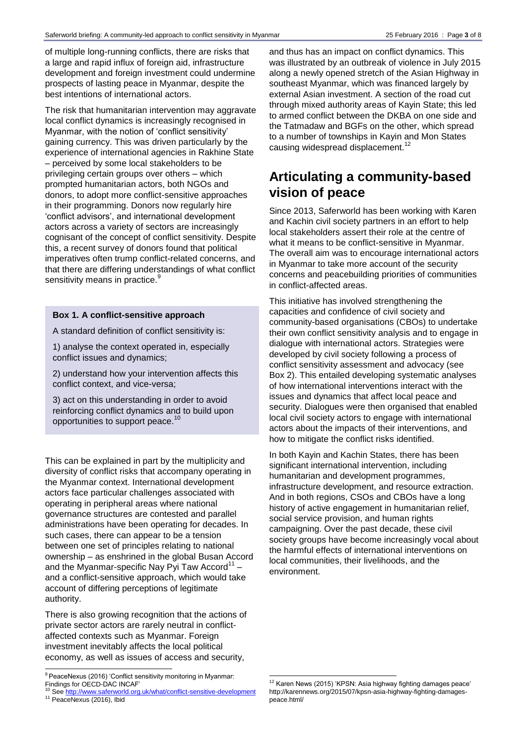of multiple long-running conflicts, there are risks that a large and rapid influx of foreign aid, infrastructure development and foreign investment could undermine prospects of lasting peace in Myanmar, despite the best intentions of international actors.

The risk that humanitarian intervention may aggravate local conflict dynamics is increasingly recognised in Myanmar, with the notion of 'conflict sensitivity' gaining currency. This was driven particularly by the experience of international agencies in Rakhine State – perceived by some local stakeholders to be privileging certain groups over others – which prompted humanitarian actors, both NGOs and donors, to adopt more conflict-sensitive approaches in their programming. Donors now regularly hire 'conflict advisors', and international development actors across a variety of sectors are increasingly cognisant of the concept of conflict sensitivity. Despite this, a recent survey of donors found that political imperatives often trump conflict-related concerns, and that there are differing understandings of what conflict sensitivity means in practice.[9]

**Box 1. A conflict-sensitive approach**

A standard definition of conflict sensitivity is:

1) analyse the context operated in, especially conflict issues and dynamics;

2) understand how your intervention affects this conflict context, and vice-versa;

3) act on this understanding in order to avoid reinforcing conflict dynamics and to build upon opportunities to support peace.[10]

This can be explained in part by the multiplicity and diversity of conflict risks that accompany operating in the Myanmar context. International development actors face particular challenges associated with operating in peripheral areas where national governance structures are contested and parallel administrations have been operating for decades. In such cases, there can appear to be a tension between one set of principles relating to national ownership – as enshrined in the global Busan Accord and the Myanmar-specific Nay Pyi Taw Accord[11] – and a conflict-sensitive approach, which would take account of differing perceptions of legitimate authority.

There is also growing recognition that the actions of private sector actors are rarely neutral in conflict-affected contexts such as Myanmar. Foreign investment inevitably affects the local political economy, as well as issues of access and security, and thus has an impact on conflict dynamics. This was illustrated by an outbreak of violence in July 2015 along a newly opened stretch of the Asian Highway in southeast Myanmar, which was financed largely by external Asian investment. A section of the road cut through mixed authority areas of Kayin State; this led to armed conflict between the DKBA on one side and the Tatmadaw and BGFs on the other, which spread to a number of townships in Kayin and Mon States causing widespread displacement.[12]

## Articulating a community-based vision of peace

Since 2013, Saferworld has been working with Karen and Kachin civil society partners in an effort to help local stakeholders assert their role at the centre of what it means to be conflict-sensitive in Myanmar. The overall aim was to encourage international actors in Myanmar to take more account of the security concerns and peacebuilding priorities of communities in conflict-affected areas.

This initiative has involved strengthening the capacities and confidence of civil society and community-based organisations (CBOs) to undertake their own conflict sensitivity analysis and to engage in dialogue with international actors. Strategies were developed by civil society following a process of conflict sensitivity assessment and advocacy (see Box 2). This entailed developing systematic analyses of how international interventions interact with the issues and dynamics that affect local peace and security. Dialogues were then organised that enabled local civil society actors to engage with international actors about the impacts of their interventions, and how to mitigate the conflict risks identified.

In both Kayin and Kachin States, there has been significant international intervention, including humanitarian and development programmes, infrastructure development, and resource extraction. And in both regions, CSOs and CBOs have a long history of active engagement in humanitarian relief, social service provision, and human rights campaigning. Over the past decade, these civil society groups have become increasingly vocal about the harmful effects of international interventions on local communities, their livelihoods, and the environment.

---

[9] PeaceNexus (2016) 'Conflict sensitivity monitoring in Myanmar: Findings for OECD-DAC INCAF'

[10] See http://www.saferworld.org.uk/what/conflict-sensitive-development

[11] PeaceNexus (2016), Ibid

[12] Karen News (2015) 'KPSN: Asia highway fighting damages peace' http://karennews.org/2015/07/kpsn-asia-highway-fighting-damages-peace.html/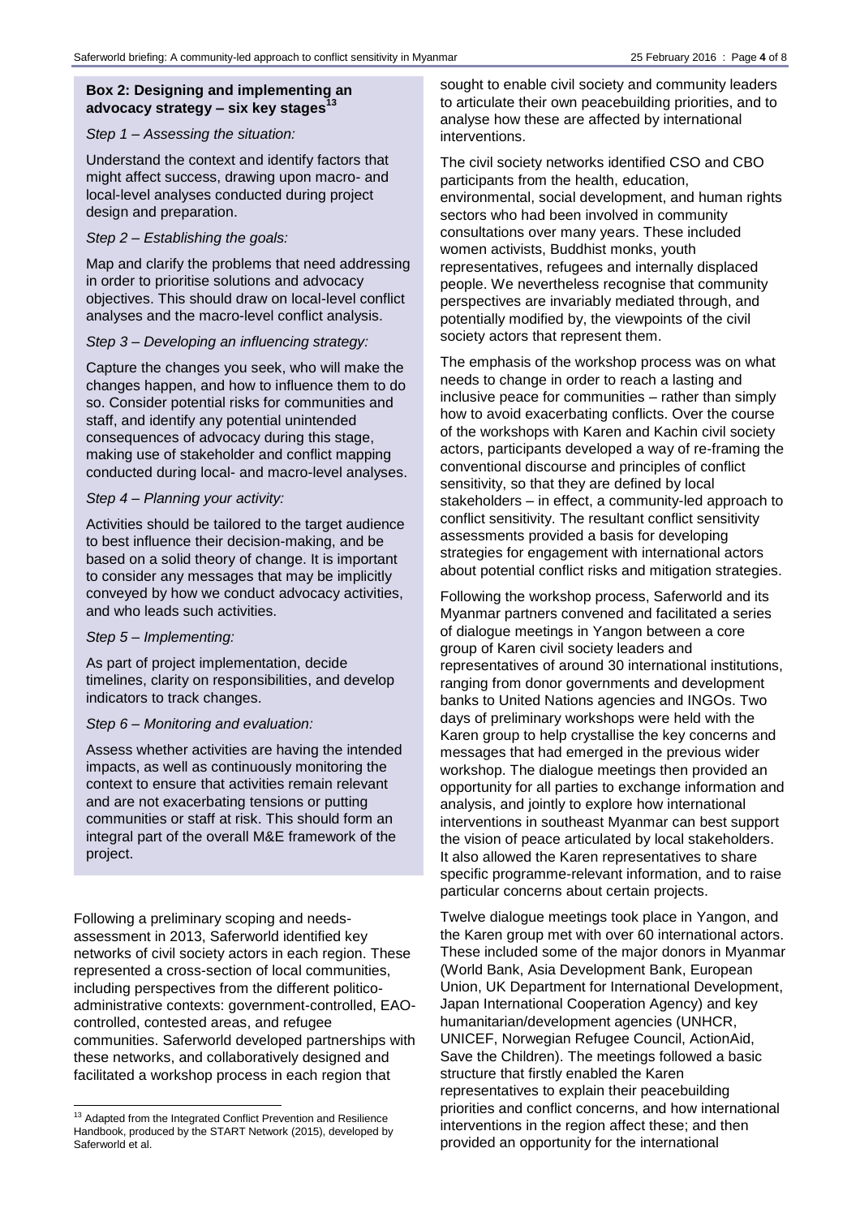**Box 2: Designing and implementing an advocacy strategy – six key stages**[13]

*Step 1 – Assessing the situation:*

Understand the context and identify factors that might affect success, drawing upon macro- and local-level analyses conducted during project design and preparation.

*Step 2 – Establishing the goals:*

Map and clarify the problems that need addressing in order to prioritise solutions and advocacy objectives. This should draw on local-level conflict analyses and the macro-level conflict analysis.

*Step 3 – Developing an influencing strategy:*

Capture the changes you seek, who will make the changes happen, and how to influence them to do so. Consider potential risks for communities and staff, and identify any potential unintended consequences of advocacy during this stage, making use of stakeholder and conflict mapping conducted during local- and macro-level analyses.

*Step 4 – Planning your activity:*

Activities should be tailored to the target audience to best influence their decision-making, and be based on a solid theory of change. It is important to consider any messages that may be implicitly conveyed by how we conduct advocacy activities, and who leads such activities.

*Step 5 – Implementing:*

As part of project implementation, decide timelines, clarity on responsibilities, and develop indicators to track changes.

*Step 6 – Monitoring and evaluation:*

Assess whether activities are having the intended impacts, as well as continuously monitoring the context to ensure that activities remain relevant and are not exacerbating tensions or putting communities or staff at risk. This should form an integral part of the overall M&E framework of the project.

Following a preliminary scoping and needs-assessment in 2013, Saferworld identified key networks of civil society actors in each region. These represented a cross-section of local communities, including perspectives from the different politico-administrative contexts: government-controlled, EAO-controlled, contested areas, and refugee communities. Saferworld developed partnerships with these networks, and collaboratively designed and facilitated a workshop process in each region that sought to enable civil society and community leaders to articulate their own peacebuilding priorities, and to analyse how these are affected by international interventions.

The civil society networks identified CSO and CBO participants from the health, education, environmental, social development, and human rights sectors who had been involved in community consultations over many years. These included women activists, Buddhist monks, youth representatives, refugees and internally displaced people. We nevertheless recognise that community perspectives are invariably mediated through, and potentially modified by, the viewpoints of the civil society actors that represent them.

The emphasis of the workshop process was on what needs to change in order to reach a lasting and inclusive peace for communities – rather than simply how to avoid exacerbating conflicts. Over the course of the workshops with Karen and Kachin civil society actors, participants developed a way of re-framing the conventional discourse and principles of conflict sensitivity, so that they are defined by local stakeholders – in effect, a community-led approach to conflict sensitivity. The resultant conflict sensitivity assessments provided a basis for developing strategies for engagement with international actors about potential conflict risks and mitigation strategies.

Following the workshop process, Saferworld and its Myanmar partners convened and facilitated a series of dialogue meetings in Yangon between a core group of Karen civil society leaders and representatives of around 30 international institutions, ranging from donor governments and development banks to United Nations agencies and INGOs. Two days of preliminary workshops were held with the Karen group to help crystallise the key concerns and messages that had emerged in the previous wider workshop. The dialogue meetings then provided an opportunity for all parties to exchange information and analysis, and jointly to explore how international interventions in southeast Myanmar can best support the vision of peace articulated by local stakeholders. It also allowed the Karen representatives to share specific programme-relevant information, and to raise particular concerns about certain projects.

Twelve dialogue meetings took place in Yangon, and the Karen group met with over 60 international actors. These included some of the major donors in Myanmar (World Bank, Asia Development Bank, European Union, UK Department for International Development, Japan International Cooperation Agency) and key humanitarian/development agencies (UNHCR, UNICEF, Norwegian Refugee Council, ActionAid, Save the Children). The meetings followed a basic structure that firstly enabled the Karen representatives to explain their peacebuilding priorities and conflict concerns, and how international interventions in the region affect these; and then provided an opportunity for the international

---

[13] Adapted from the Integrated Conflict Prevention and Resilience Handbook, produced by the START Network (2015), developed by Saferworld et al.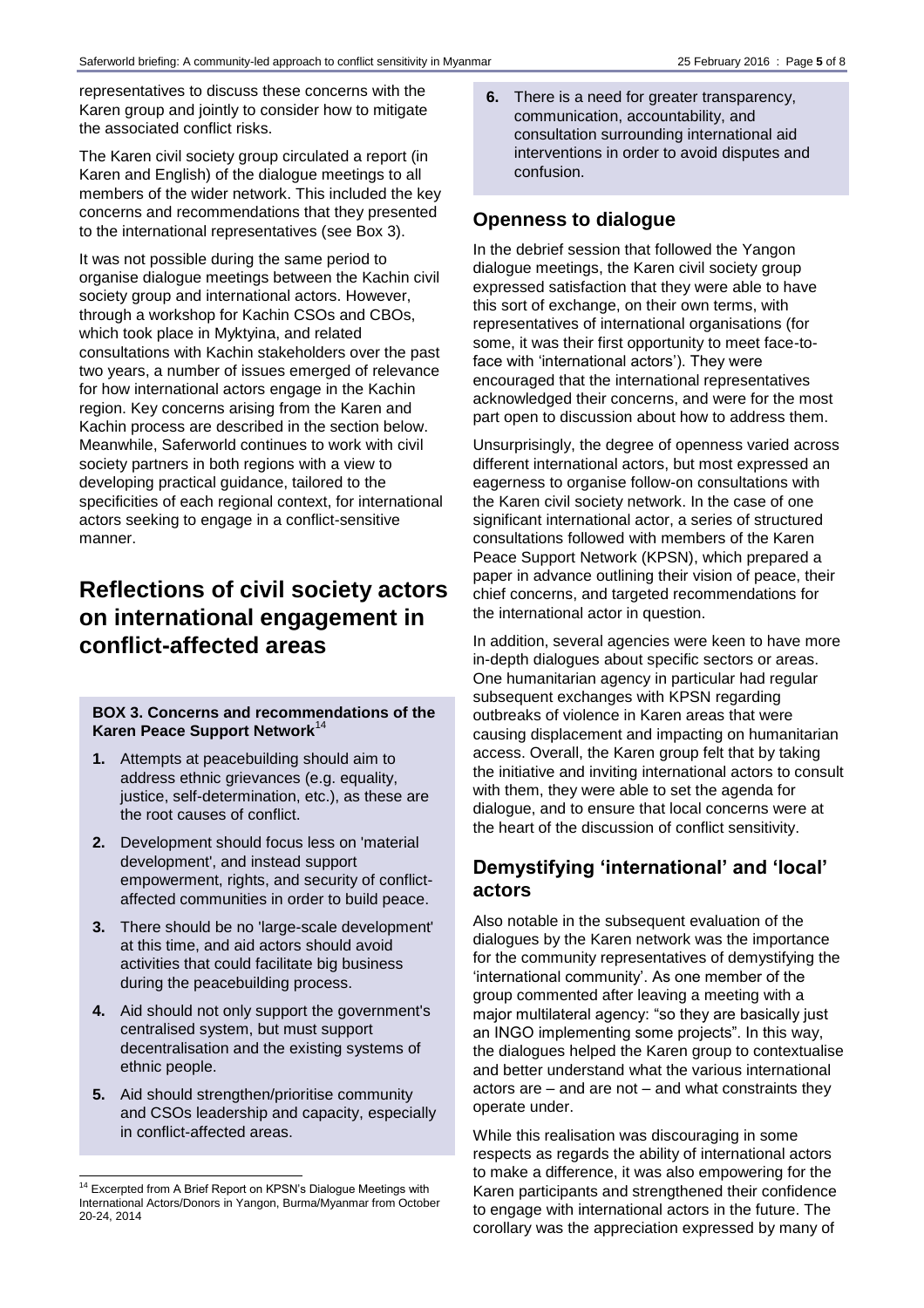representatives to discuss these concerns with the Karen group and jointly to consider how to mitigate the associated conflict risks.

The Karen civil society group circulated a report (in Karen and English) of the dialogue meetings to all members of the wider network. This included the key concerns and recommendations that they presented to the international representatives (see Box 3).

It was not possible during the same period to organise dialogue meetings between the Kachin civil society group and international actors. However, through a workshop for Kachin CSOs and CBOs, which took place in Myktyina, and related consultations with Kachin stakeholders over the past two years, a number of issues emerged of relevance for how international actors engage in the Kachin region. Key concerns arising from the Karen and Kachin process are described in the section below. Meanwhile, Saferworld continues to work with civil society partners in both regions with a view to developing practical guidance, tailored to the specificities of each regional context, for international actors seeking to engage in a conflict-sensitive manner.

# Reflections of civil society actors on international engagement in conflict-affected areas

**BOX 3. Concerns and recommendations of the Karen Peace Support Network**[14]

1. Attempts at peacebuilding should aim to address ethnic grievances (e.g. equality, justice, self-determination, etc.), as these are the root causes of conflict.
2. Development should focus less on 'material development', and instead support empowerment, rights, and security of conflict-affected communities in order to build peace.
3. There should be no 'large-scale development' at this time, and aid actors should avoid activities that could facilitate big business during the peacebuilding process.
4. Aid should not only support the government's centralised system, but must support decentralisation and the existing systems of ethnic people.
5. Aid should strengthen/prioritise community and CSOs leadership and capacity, especially in conflict-affected areas.
6. There is a need for greater transparency, communication, accountability, and consultation surrounding international aid interventions in order to avoid disputes and confusion.

## Openness to dialogue

In the debrief session that followed the Yangon dialogue meetings, the Karen civil society group expressed satisfaction that they were able to have this sort of exchange, on their own terms, with representatives of international organisations (for some, it was their first opportunity to meet face-to-face with 'international actors'). They were encouraged that the international representatives acknowledged their concerns, and were for the most part open to discussion about how to address them.

Unsurprisingly, the degree of openness varied across different international actors, but most expressed an eagerness to organise follow-on consultations with the Karen civil society network. In the case of one significant international actor, a series of structured consultations followed with members of the Karen Peace Support Network (KPSN), which prepared a paper in advance outlining their vision of peace, their chief concerns, and targeted recommendations for the international actor in question.

In addition, several agencies were keen to have more in-depth dialogues about specific sectors or areas. One humanitarian agency in particular had regular subsequent exchanges with KPSN regarding outbreaks of violence in Karen areas that were causing displacement and impacting on humanitarian access. Overall, the Karen group felt that by taking the initiative and inviting international actors to consult with them, they were able to set the agenda for dialogue, and to ensure that local concerns were at the heart of the discussion of conflict sensitivity.

## Demystifying 'international' and 'local' actors

Also notable in the subsequent evaluation of the dialogues by the Karen network was the importance for the community representatives of demystifying the 'international community'. As one member of the group commented after leaving a meeting with a major multilateral agency: "so they are basically just an INGO implementing some projects". In this way, the dialogues helped the Karen group to contextualise and better understand what the various international actors are – and are not – and what constraints they operate under.

While this realisation was discouraging in some respects as regards the ability of international actors to make a difference, it was also empowering for the Karen participants and strengthened their confidence to engage with international actors in the future. The corollary was the appreciation expressed by many of

[14] Excerpted from A Brief Report on KPSN's Dialogue Meetings with International Actors/Donors in Yangon, Burma/Myanmar from October 20-24, 2014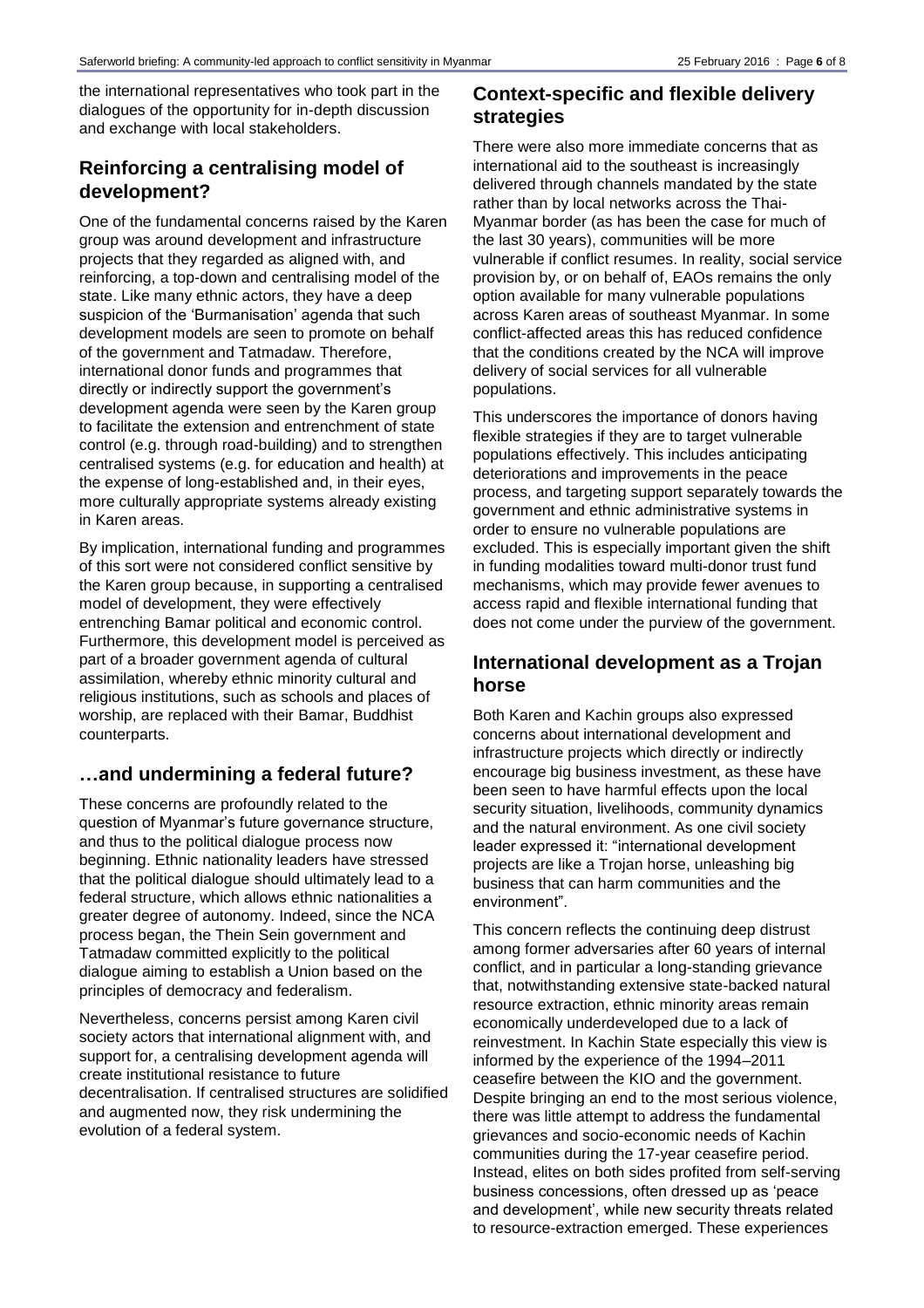the international representatives who took part in the dialogues of the opportunity for in-depth discussion and exchange with local stakeholders.

## Reinforcing a centralising model of development?

One of the fundamental concerns raised by the Karen group was around development and infrastructure projects that they regarded as aligned with, and reinforcing, a top-down and centralising model of the state. Like many ethnic actors, they have a deep suspicion of the 'Burmanisation' agenda that such development models are seen to promote on behalf of the government and Tatmadaw. Therefore, international donor funds and programmes that directly or indirectly support the government's development agenda were seen by the Karen group to facilitate the extension and entrenchment of state control (e.g. through road-building) and to strengthen centralised systems (e.g. for education and health) at the expense of long-established and, in their eyes, more culturally appropriate systems already existing in Karen areas.

By implication, international funding and programmes of this sort were not considered conflict sensitive by the Karen group because, in supporting a centralised model of development, they were effectively entrenching Bamar political and economic control. Furthermore, this development model is perceived as part of a broader government agenda of cultural assimilation, whereby ethnic minority cultural and religious institutions, such as schools and places of worship, are replaced with their Bamar, Buddhist counterparts.

## …and undermining a federal future?

These concerns are profoundly related to the question of Myanmar's future governance structure, and thus to the political dialogue process now beginning. Ethnic nationality leaders have stressed that the political dialogue should ultimately lead to a federal structure, which allows ethnic nationalities a greater degree of autonomy. Indeed, since the NCA process began, the Thein Sein government and Tatmadaw committed explicitly to the political dialogue aiming to establish a Union based on the principles of democracy and federalism.

Nevertheless, concerns persist among Karen civil society actors that international alignment with, and support for, a centralising development agenda will create institutional resistance to future decentralisation. If centralised structures are solidified and augmented now, they risk undermining the evolution of a federal system.

## Context-specific and flexible delivery strategies

There were also more immediate concerns that as international aid to the southeast is increasingly delivered through channels mandated by the state rather than by local networks across the Thai-Myanmar border (as has been the case for much of the last 30 years), communities will be more vulnerable if conflict resumes. In reality, social service provision by, or on behalf of, EAOs remains the only option available for many vulnerable populations across Karen areas of southeast Myanmar. In some conflict-affected areas this has reduced confidence that the conditions created by the NCA will improve delivery of social services for all vulnerable populations.

This underscores the importance of donors having flexible strategies if they are to target vulnerable populations effectively. This includes anticipating deteriorations and improvements in the peace process, and targeting support separately towards the government and ethnic administrative systems in order to ensure no vulnerable populations are excluded. This is especially important given the shift in funding modalities toward multi-donor trust fund mechanisms, which may provide fewer avenues to access rapid and flexible international funding that does not come under the purview of the government.

## International development as a Trojan horse

Both Karen and Kachin groups also expressed concerns about international development and infrastructure projects which directly or indirectly encourage big business investment, as these have been seen to have harmful effects upon the local security situation, livelihoods, community dynamics and the natural environment. As one civil society leader expressed it: "international development projects are like a Trojan horse, unleashing big business that can harm communities and the environment".

This concern reflects the continuing deep distrust among former adversaries after 60 years of internal conflict, and in particular a long-standing grievance that, notwithstanding extensive state-backed natural resource extraction, ethnic minority areas remain economically underdeveloped due to a lack of reinvestment. In Kachin State especially this view is informed by the experience of the 1994–2011 ceasefire between the KIO and the government. Despite bringing an end to the most serious violence, there was little attempt to address the fundamental grievances and socio-economic needs of Kachin communities during the 17-year ceasefire period. Instead, elites on both sides profited from self-serving business concessions, often dressed up as 'peace and development', while new security threats related to resource-extraction emerged. These experiences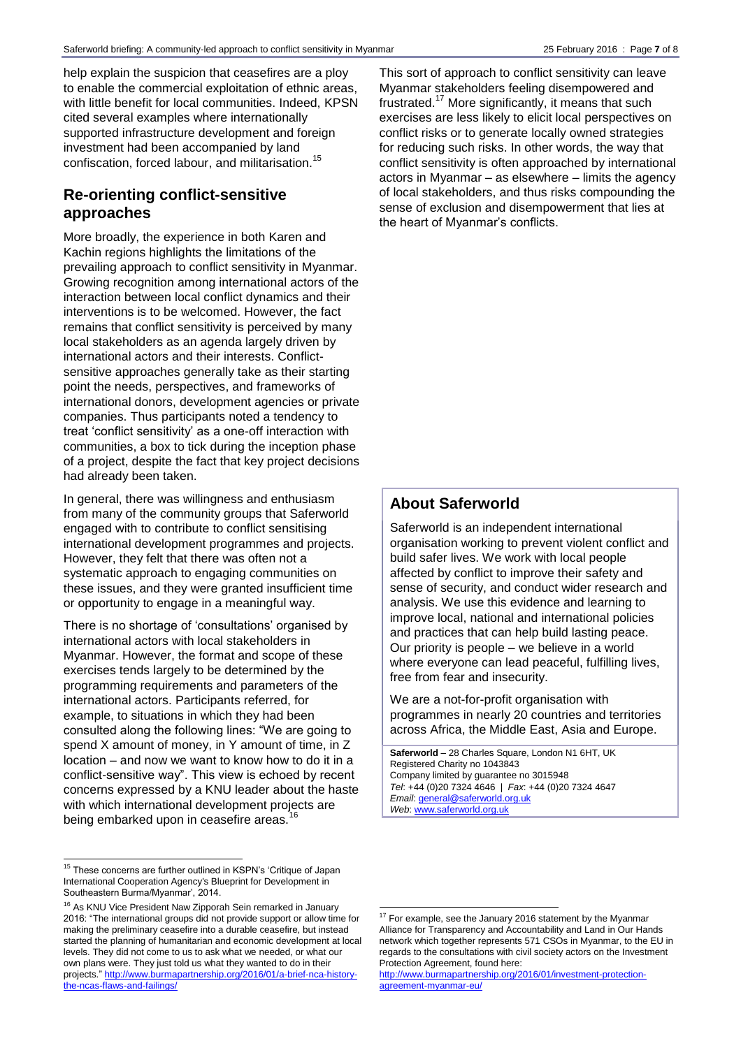help explain the suspicion that ceasefires are a ploy to enable the commercial exploitation of ethnic areas, with little benefit for local communities. Indeed, KPSN cited several examples where internationally supported infrastructure development and foreign investment had been accompanied by land confiscation, forced labour, and militarisation.[15]

## Re-orienting conflict-sensitive approaches

More broadly, the experience in both Karen and Kachin regions highlights the limitations of the prevailing approach to conflict sensitivity in Myanmar. Growing recognition among international actors of the interaction between local conflict dynamics and their interventions is to be welcomed. However, the fact remains that conflict sensitivity is perceived by many local stakeholders as an agenda largely driven by international actors and their interests. Conflict-sensitive approaches generally take as their starting point the needs, perspectives, and frameworks of international donors, development agencies or private companies. Thus participants noted a tendency to treat 'conflict sensitivity' as a one-off interaction with communities, a box to tick during the inception phase of a project, despite the fact that key project decisions had already been taken.

In general, there was willingness and enthusiasm from many of the community groups that Saferworld engaged with to contribute to conflict sensitising international development programmes and projects. However, they felt that there was often not a systematic approach to engaging communities on these issues, and they were granted insufficient time or opportunity to engage in a meaningful way.

There is no shortage of 'consultations' organised by international actors with local stakeholders in Myanmar. However, the format and scope of these exercises tends largely to be determined by the programming requirements and parameters of the international actors. Participants referred, for example, to situations in which they had been consulted along the following lines: "We are going to spend X amount of money, in Y amount of time, in Z location – and now we want to know how to do it in a conflict-sensitive way". This view is echoed by recent concerns expressed by a KNU leader about the haste with which international development projects are being embarked upon in ceasefire areas.[16]

This sort of approach to conflict sensitivity can leave Myanmar stakeholders feeling disempowered and frustrated.[17] More significantly, it means that such exercises are less likely to elicit local perspectives on conflict risks or to generate locally owned strategies for reducing such risks. In other words, the way that conflict sensitivity is often approached by international actors in Myanmar – as elsewhere – limits the agency of local stakeholders, and thus risks compounding the sense of exclusion and disempowerment that lies at the heart of Myanmar's conflicts.

## About Saferworld

Saferworld is an independent international organisation working to prevent violent conflict and build safer lives. We work with local people affected by conflict to improve their safety and sense of security, and conduct wider research and analysis. We use this evidence and learning to improve local, national and international policies and practices that can help build lasting peace. Our priority is people – we believe in a world where everyone can lead peaceful, fulfilling lives, free from fear and insecurity.

We are a not-for-profit organisation with programmes in nearly 20 countries and territories across Africa, the Middle East, Asia and Europe.

**Saferworld** – 28 Charles Square, London N1 6HT, UK
Registered Charity no 1043843
Company limited by guarantee no 3015948
*Tel*: +44 (0)20 7324 4646 | *Fax*: +44 (0)20 7324 4647
*Email*: general@saferworld.org.uk
*Web*: www.saferworld.org.uk

---

[15] These concerns are further outlined in KSPN's 'Critique of Japan International Cooperation Agency's Blueprint for Development in Southeastern Burma/Myanmar', 2014.

[16] As KNU Vice President Naw Zipporah Sein remarked in January 2016: "The international groups did not provide support or allow time for making the preliminary ceasefire into a durable ceasefire, but instead started the planning of humanitarian and economic development at local levels. They did not come to us to ask what we needed, or what our own plans were. They just told us what they wanted to do in their projects." http://www.burmapartnership.org/2016/01/a-brief-nca-history-the-ncas-flaws-and-failings/

[17] For example, see the January 2016 statement by the Myanmar Alliance for Transparency and Accountability and Land in Our Hands network which together represents 571 CSOs in Myanmar, to the EU in regards to the consultations with civil society actors on the Investment Protection Agreement, found here: http://www.burmapartnership.org/2016/01/investment-protection-agreement-myanmar-eu/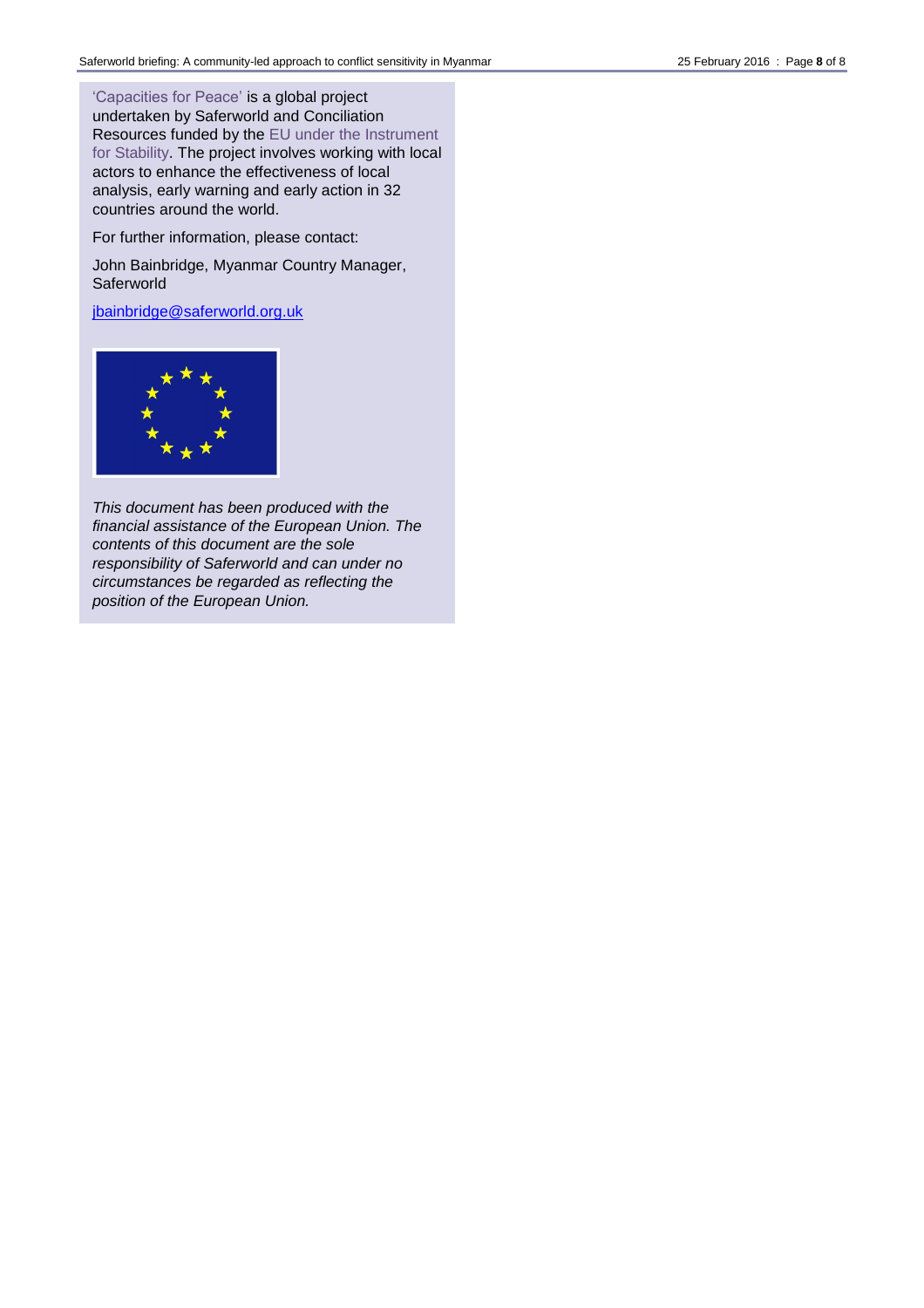'Capacities for Peace' is a global project undertaken by Saferworld and Conciliation Resources funded by the EU under the Instrument for Stability. The project involves working with local actors to enhance the effectiveness of local analysis, early warning and early action in 32 countries around the world.

For further information, please contact:

John Bainbridge, Myanmar Country Manager, Saferworld

jbainbridge@saferworld.org.uk

*This document has been produced with the financial assistance of the European Union. The contents of this document are the sole responsibility of Saferworld and can under no circumstances be regarded as reflecting the position of the European Union.*